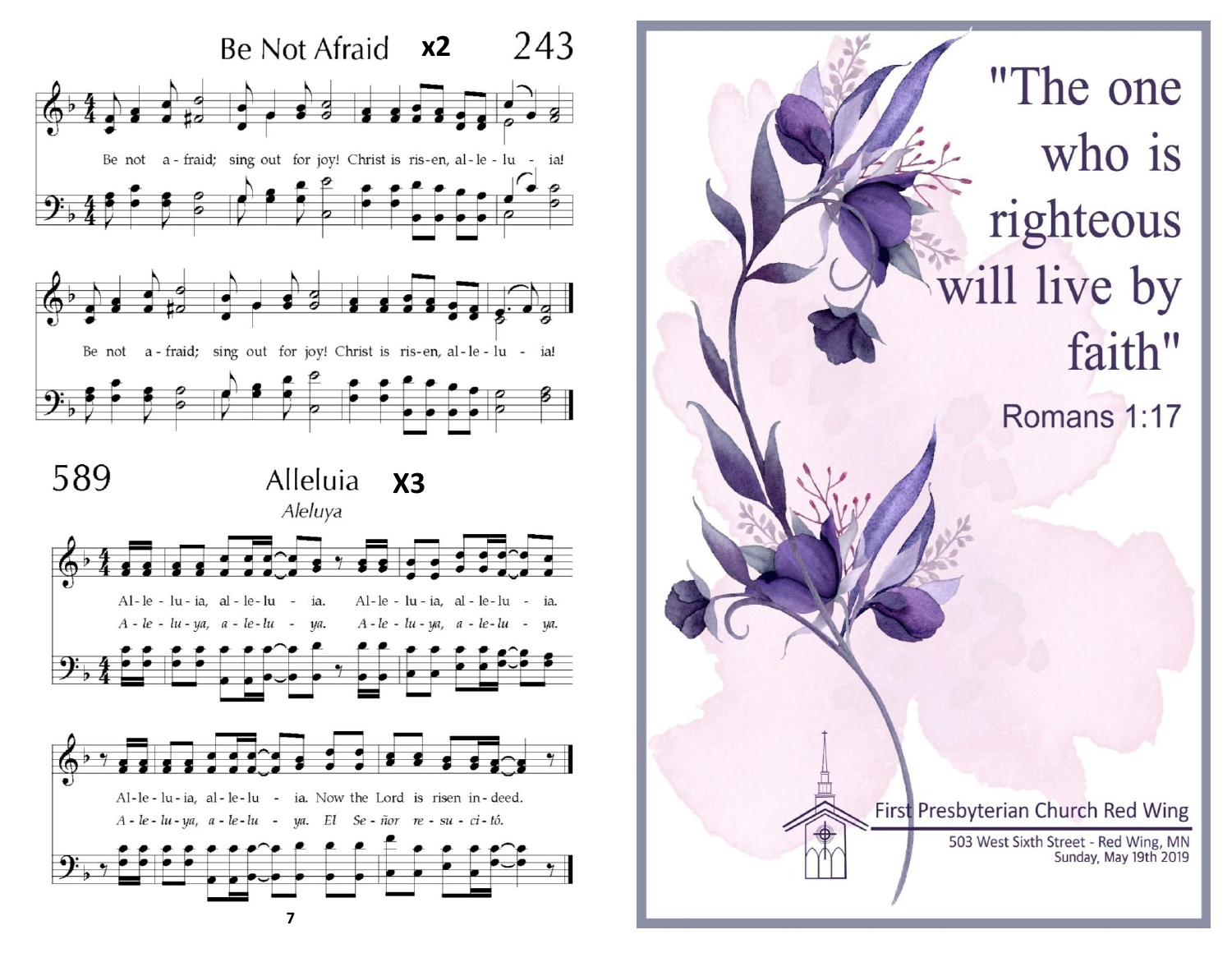## Be Not Afraid x2 — 243

Be not a - fraid; sing out for joy! Christ is ris - en, al - le - lu - ia!

Be not a - fraid; sing out for joy! Christ is ris - en, al - le - lu - ia!

## 589 — Alleluia X3

*Aleluya*

Al - le - lu - ia, al - le - lu - ia. Al - le - lu - ia, al - le - lu - ia.

*A - le - lu - ya, a - le - lu - ya. A - le - lu - ya, a - le - lu - ya.*

Al - le - lu - ia, al - le - lu - ia. Now the Lord is risen in - deed.

*A - le - lu - ya, a - le - lu - ya. El Se - ñor re - su - ci - tó.*

# "The one who is righteous will live by faith"

Romans 1:17

First Presbyterian Church Red Wing

503 West Sixth Street - Red Wing, MN

Sunday, May 19th 2019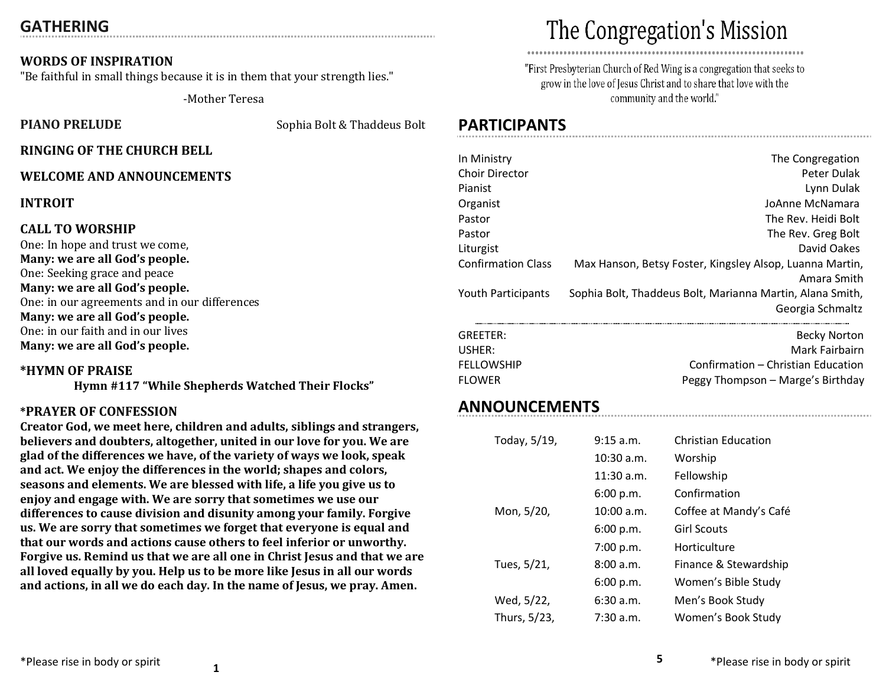## GATHERING

**WORDS OF INSPIRATION**
"Be faithful in small things because it is in them that your strength lies."

-Mother Teresa

**PIANO PRELUDE** Sophia Bolt & Thaddeus Bolt

**RINGING OF THE CHURCH BELL**

**WELCOME AND ANNOUNCEMENTS**

**INTROIT**

**CALL TO WORSHIP**
One: In hope and trust we come,
**Many: we are all God's people.**
One: Seeking grace and peace
**Many: we are all God's people.**
One: in our agreements and in our differences
**Many: we are all God's people.**
One: in our faith and in our lives
**Many: we are all God's people.**

**\*HYMN OF PRAISE**
**Hymn #117 "While Shepherds Watched Their Flocks"**

**\*PRAYER OF CONFESSION**
**Creator God, we meet here, children and adults, siblings and strangers, believers and doubters, altogether, united in our love for you. We are glad of the differences we have, of the variety of ways we look, speak and act. We enjoy the differences in the world; shapes and colors, seasons and elements. We are blessed with life, a life you give us to enjoy and engage with. We are sorry that sometimes we use our differences to cause division and disunity among your family. Forgive us. We are sorry that sometimes we forget that everyone is equal and that our words and actions cause others to feel inferior or unworthy. Forgive us. Remind us that we are all one in Christ Jesus and that we are all loved equally by you. Help us to be more like Jesus in all our words and actions, in all we do each day. In the name of Jesus, we pray. Amen.**

*Please rise in body or spirit

# The Congregation's Mission

"First Presbyterian Church of Red Wing is a congregation that seeks to grow in the love of Jesus Christ and to share that love with the community and the world."

## PARTICIPANTS

| | |
|---|---|
| In Ministry | The Congregation |
| Choir Director | Peter Dulak |
| Pianist | Lynn Dulak |
| Organist | JoAnne McNamara |
| Pastor | The Rev. Heidi Bolt |
| Pastor | The Rev. Greg Bolt |
| Liturgist | David Oakes |
| Confirmation Class | Max Hanson, Betsy Foster, Kingsley Alsop, Luanna Martin, Amara Smith |
| Youth Participants | Sophia Bolt, Thaddeus Bolt, Marianna Martin, Alana Smith, Georgia Schmaltz |

| | |
|---|---|
| GREETER: | Becky Norton |
| USHER: | Mark Fairbairn |
| FELLOWSHIP | Confirmation – Christian Education |
| FLOWER | Peggy Thompson – Marge's Birthday |

## ANNOUNCEMENTS

| | | |
|---|---|---|
| Today, 5/19, | 9:15 a.m. | Christian Education |
| | 10:30 a.m. | Worship |
| | 11:30 a.m. | Fellowship |
| | 6:00 p.m. | Confirmation |
| Mon, 5/20, | 10:00 a.m. | Coffee at Mandy's Café |
| | 6:00 p.m. | Girl Scouts |
| | 7:00 p.m. | Horticulture |
| Tues, 5/21, | 8:00 a.m. | Finance & Stewardship |
| | 6:00 p.m. | Women's Bible Study |
| Wed, 5/22, | 6:30 a.m. | Men's Book Study |
| Thurs, 5/23, | 7:30 a.m. | Women's Book Study |

*Please rise in body or spirit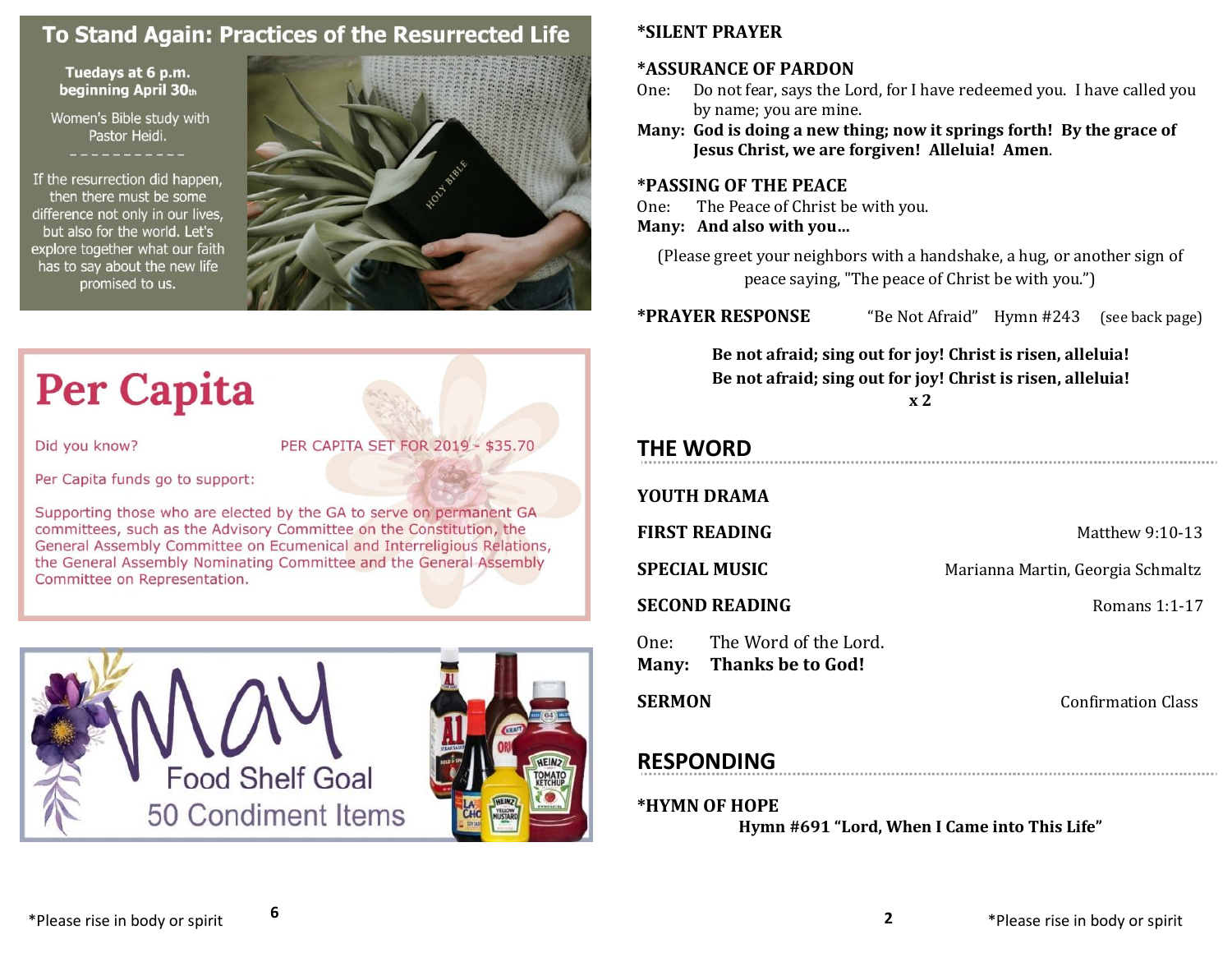## To Stand Again: Practices of the Resurrected Life

**Tuedays at 6 p.m. beginning April 30th**

Women's Bible study with Pastor Heidi.

- - - - - - - - - - -

If the resurrection did happen, then there must be some difference not only in our lives, but also for the world. Let's explore together what our faith has to say about the new life promised to us.

## Per Capita

Did you know? PER CAPITA SET FOR 2019 - $35.70

Per Capita funds go to support:

Supporting those who are elected by the GA to serve on permanent GA committees, such as the Advisory Committee on the Constitution, the General Assembly Committee on Ecumenical and Interreligious Relations, the General Assembly Nominating Committee and the General Assembly Committee on Representation.

## May Food Shelf Goal

50 Condiment Items

*Please rise in body or spirit

**\*SILENT PRAYER**

**\*ASSURANCE OF PARDON**

One: Do not fear, says the Lord, for I have redeemed you. I have called you by name; you are mine.

**Many: God is doing a new thing; now it springs forth! By the grace of Jesus Christ, we are forgiven! Alleluia! Amen.**

**\*PASSING OF THE PEACE**

One: The Peace of Christ be with you.

**Many: And also with you…**

(Please greet your neighbors with a handshake, a hug, or another sign of peace saying, "The peace of Christ be with you.")

**\*PRAYER RESPONSE** "Be Not Afraid" Hymn #243 (see back page)

**Be not afraid; sing out for joy! Christ is risen, alleluia!**
**Be not afraid; sing out for joy! Christ is risen, alleluia!**
**x 2**

## THE WORD

**YOUTH DRAMA**

**FIRST READING** Matthew 9:10-13

**SPECIAL MUSIC** Marianna Martin, Georgia Schmaltz

**SECOND READING** Romans 1:1-17

One: The Word of the Lord.
**Many: Thanks be to God!**

**SERMON** Confirmation Class

## RESPONDING

**\*HYMN OF HOPE**
**Hymn #691 "Lord, When I Came into This Life"**

*Please rise in body or spirit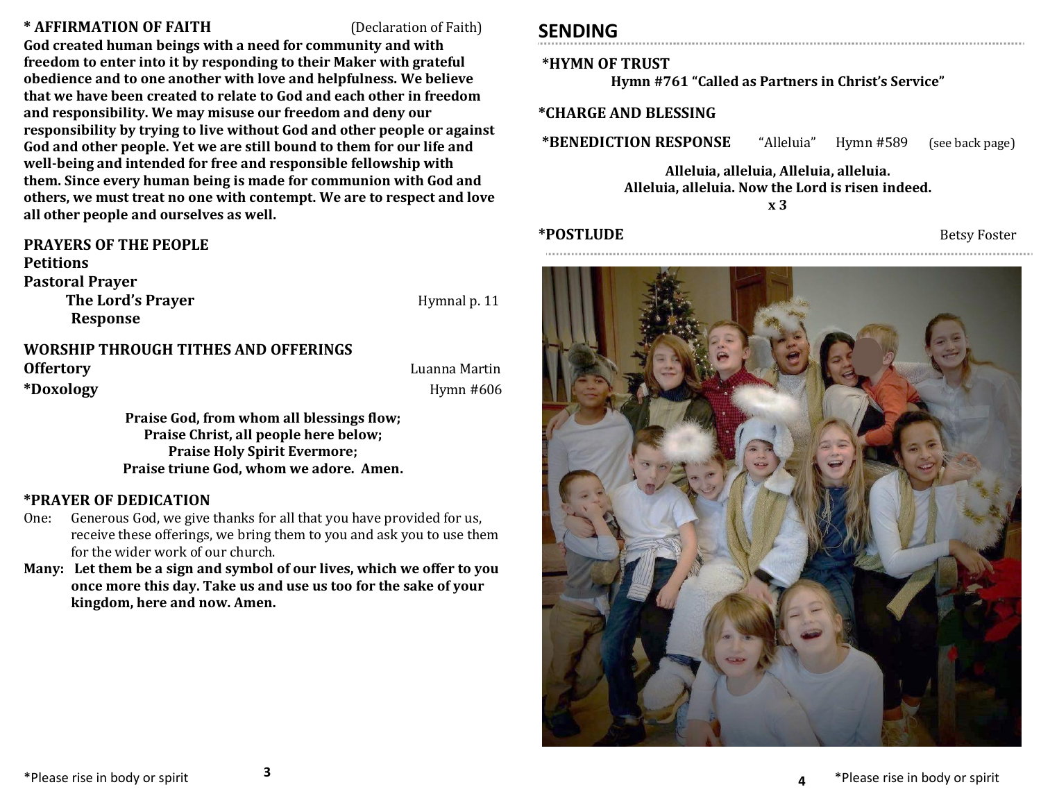**\* AFFIRMATION OF FAITH** (Declaration of Faith)

**God created human beings with a need for community and with freedom to enter into it by responding to their Maker with grateful obedience and to one another with love and helpfulness. We believe that we have been created to relate to God and each other in freedom and responsibility. We may misuse our freedom and deny our responsibility by trying to live without God and other people or against God and other people. Yet we are still bound to them for our life and well-being and intended for free and responsible fellowship with them. Since every human being is made for communion with God and others, we must treat no one with contempt. We are to respect and love all other people and ourselves as well.**

**PRAYERS OF THE PEOPLE**

**Petitions**

**Pastoral Prayer**

**The Lord's Prayer** Hymnal p. 11

**Response**

**WORSHIP THROUGH TITHES AND OFFERINGS**

**Offertory** Luanna Martin

**\*Doxology** Hymn #606

**Praise God, from whom all blessings flow;**
**Praise Christ, all people here below;**
**Praise Holy Spirit Evermore;**
**Praise triune God, whom we adore. Amen.**

**\*PRAYER OF DEDICATION**

One: Generous God, we give thanks for all that you have provided for us, receive these offerings, we bring them to you and ask you to use them for the wider work of our church.

**Many: Let them be a sign and symbol of our lives, which we offer to you once more this day. Take us and use us too for the sake of your kingdom, here and now. Amen.**

## SENDING

**\*HYMN OF TRUST**

**Hymn #761 "Called as Partners in Christ's Service"**

**\*CHARGE AND BLESSING**

**\*BENEDICTION RESPONSE** "Alleluia" Hymn #589 (see back page)

**Alleluia, alleluia, Alleluia, alleluia.**
**Alleluia, alleluia. Now the Lord is risen indeed.**
**x 3**

**\*POSTLUDE** Betsy Foster

\*Please rise in body or spirit